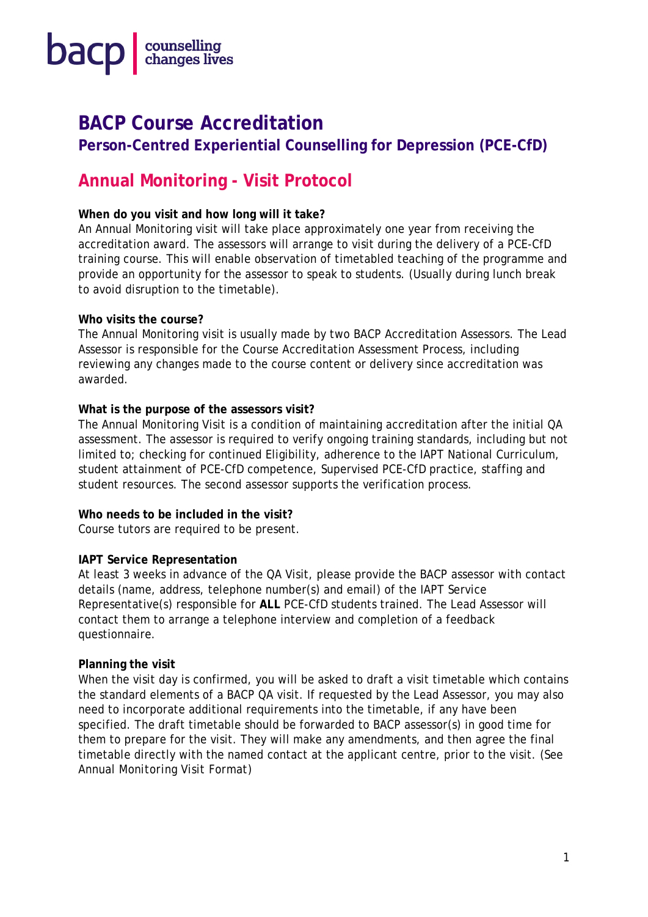bacp | counselling changes lives

# BACP Course Accreditation

## Person-Centred Experiential Counselling for Depression (PCE-CfD)

## Annual Monitoring - Visit Protocol

**When do you visit and how long will it take?**

An Annual Monitoring visit will take place approximately one year from receiving the accreditation award. The assessors will arrange to visit during the delivery of a PCE-CfD training course. This will enable observation of timetabled teaching of the programme and provide an opportunity for the assessor to speak to students. (Usually during lunch break to avoid disruption to the timetable).

**Who visits the course?**

The Annual Monitoring visit is usually made by two BACP Accreditation Assessors. The Lead Assessor is responsible for the Course Accreditation Assessment Process, including reviewing any changes made to the course content or delivery since accreditation was awarded.

**What is the purpose of the assessors visit?**

The Annual Monitoring Visit is a condition of maintaining accreditation after the initial QA assessment. The assessor is required to verify ongoing training standards, including but not limited to; checking for continued Eligibility, adherence to the IAPT National Curriculum, student attainment of PCE-CfD competence, Supervised PCE-CfD practice, staffing and student resources. The second assessor supports the verification process.

**Who needs to be included in the visit?**

Course tutors are required to be present.

**IAPT Service Representation**

At least 3 weeks in advance of the QA Visit, please provide the BACP assessor with contact details (name, address, telephone number(s) and email) of the IAPT Service Representative(s) responsible for **ALL** PCE-CfD students trained. The Lead Assessor will contact them to arrange a telephone interview and completion of a feedback questionnaire.

**Planning the visit**

When the visit day is confirmed, you will be asked to draft a visit timetable which contains the standard elements of a BACP QA visit. If requested by the Lead Assessor, you may also need to incorporate additional requirements into the timetable, if any have been specified. The draft timetable should be forwarded to BACP assessor(s) in good time for them to prepare for the visit. They will make any amendments, and then agree the final timetable directly with the named contact at the applicant centre, prior to the visit. (See Annual Monitoring Visit Format)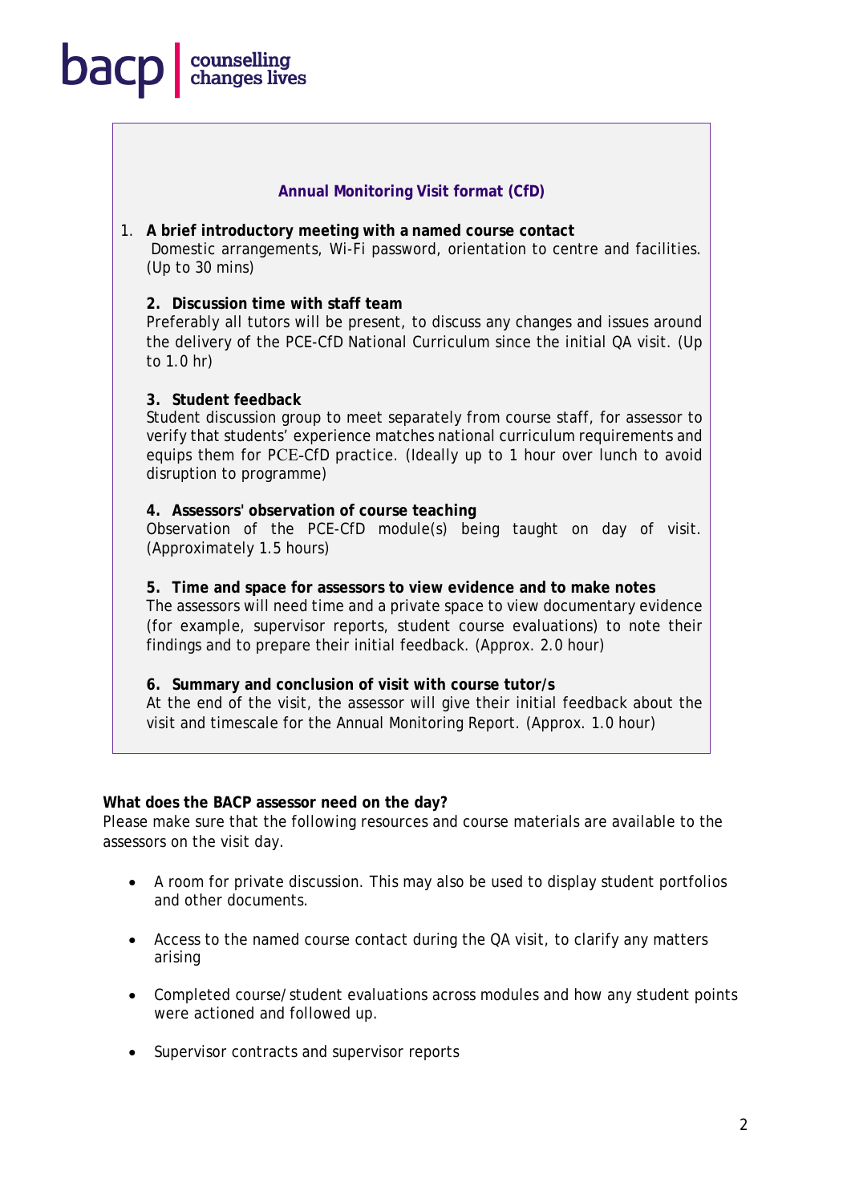### Annual Monitoring Visit format (CfD)

1. **A brief introductory meeting with a named course contact**
   Domestic arrangements, Wi-Fi password, orientation to centre and facilities. (Up to 30 mins)

2. **Discussion time with staff team**
   Preferably all tutors will be present, to discuss any changes and issues around the delivery of the PCE-CfD National Curriculum since the initial QA visit. (Up to 1.0 hr)

3. **Student feedback**
   Student discussion group to meet separately from course staff, for assessor to verify that students' experience matches national curriculum requirements and equips them for PCE-CfD practice. (Ideally up to 1 hour over lunch to avoid disruption to programme)

4. **Assessors' observation of course teaching**
   Observation of the PCE-CfD module(s) being taught on day of visit. (Approximately 1.5 hours)

5. **Time and space for assessors to view evidence and to make notes**
   The assessors will need time and a private space to view documentary evidence (for example, supervisor reports, student course evaluations) to note their findings and to prepare their initial feedback. (Approx. 2.0 hour)

6. **Summary and conclusion of visit with course tutor/s**
   At the end of the visit, the assessor will give their initial feedback about the visit and timescale for the Annual Monitoring Report. (Approx. 1.0 hour)

**What does the BACP assessor need on the day?**

Please make sure that the following resources and course materials are available to the assessors on the visit day.

- A room for private discussion. This may also be used to display student portfolios and other documents.
- Access to the named course contact during the QA visit, to clarify any matters arising
- Completed course/student evaluations across modules and how any student points were actioned and followed up.
- Supervisor contracts and supervisor reports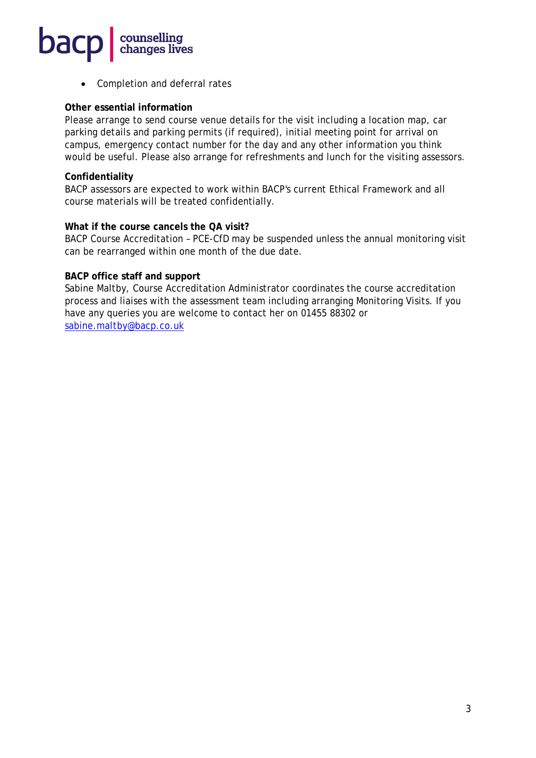- Completion and deferral rates

**Other essential information**

Please arrange to send course venue details for the visit including a location map, car parking details and parking permits (if required), initial meeting point for arrival on campus, emergency contact number for the day and any other information you think would be useful. Please also arrange for refreshments and lunch for the visiting assessors.

**Confidentiality**

BACP assessors are expected to work within BACP's current Ethical Framework and all course materials will be treated confidentially.

**What if the course cancels the QA visit?**

BACP Course Accreditation – PCE-CfD may be suspended unless the annual monitoring visit can be rearranged within one month of the due date.

**BACP office staff and support**

Sabine Maltby, Course Accreditation Administrator coordinates the course accreditation process and liaises with the assessment team including arranging Monitoring Visits. If you have any queries you are welcome to contact her on 01455 88302 or [sabine.maltby@bacp.co.uk](mailto:sabine.maltby@bacp.co.uk)